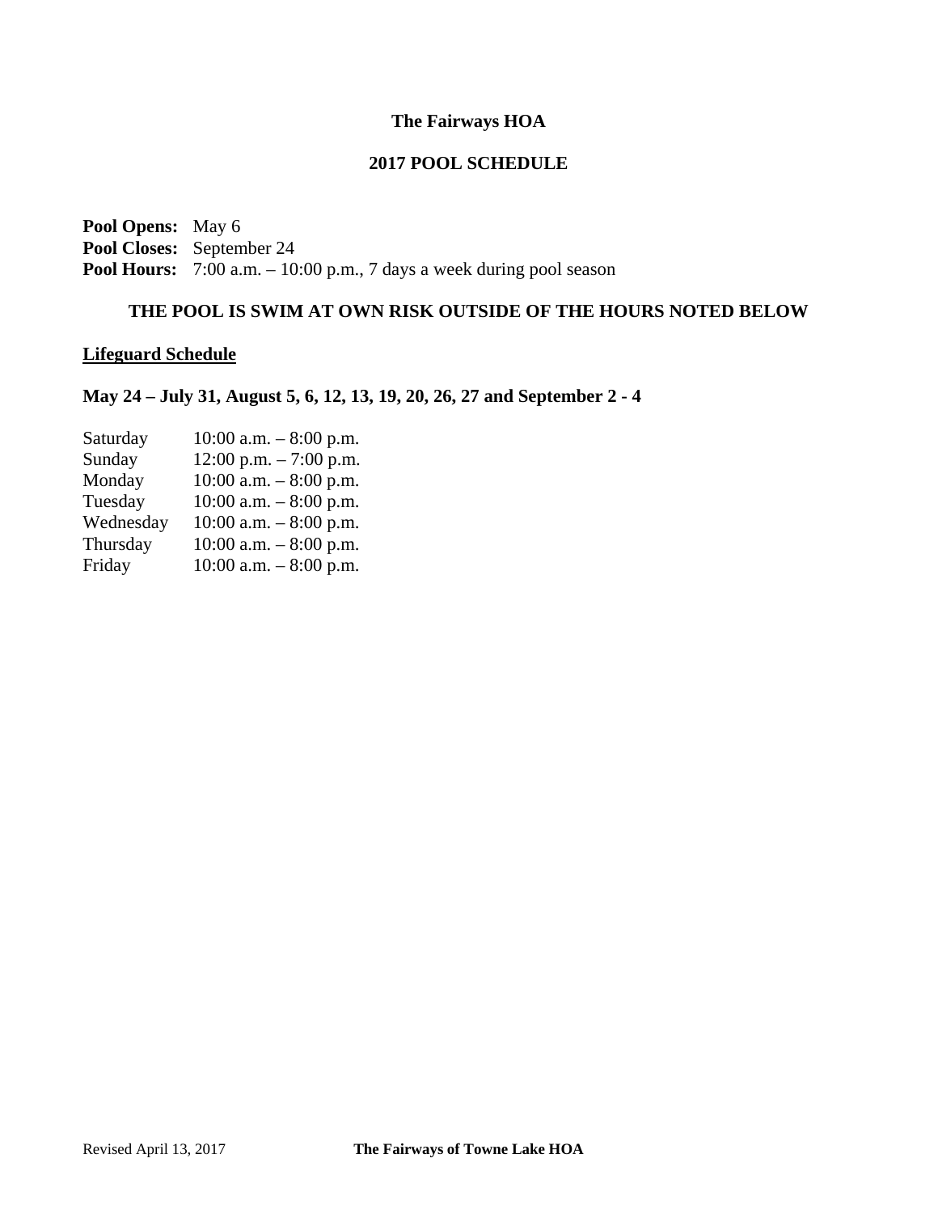# The Fairways HOA

## 2017 POOL SCHEDULE

**Pool Opens:** May 6
**Pool Closes:** September 24
**Pool Hours:** 7:00 a.m. – 10:00 p.m., 7 days a week during pool season

**THE POOL IS SWIM AT OWN RISK OUTSIDE OF THE HOURS NOTED BELOW**

**Lifeguard Schedule**

### May 24 – July 31, August 5, 6, 12, 13, 19, 20, 26, 27 and September 2 - 4

| Day | Hours |
| --- | --- |
| Saturday | 10:00 a.m. – 8:00 p.m. |
| Sunday | 12:00 p.m. – 7:00 p.m. |
| Monday | 10:00 a.m. – 8:00 p.m. |
| Tuesday | 10:00 a.m. – 8:00 p.m. |
| Wednesday | 10:00 a.m. – 8:00 p.m. |
| Thursday | 10:00 a.m. – 8:00 p.m. |
| Friday | 10:00 a.m. – 8:00 p.m. |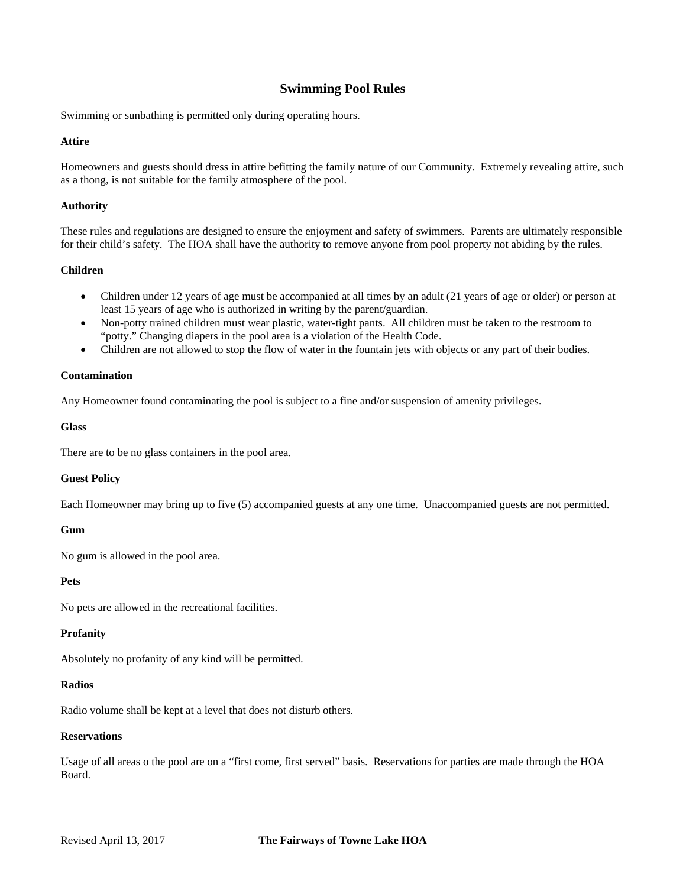# Swimming Pool Rules

Swimming or sunbathing is permitted only during operating hours.

**Attire**

Homeowners and guests should dress in attire befitting the family nature of our Community. Extremely revealing attire, such as a thong, is not suitable for the family atmosphere of the pool.

**Authority**

These rules and regulations are designed to ensure the enjoyment and safety of swimmers. Parents are ultimately responsible for their child's safety. The HOA shall have the authority to remove anyone from pool property not abiding by the rules.

**Children**

- Children under 12 years of age must be accompanied at all times by an adult (21 years of age or older) or person at least 15 years of age who is authorized in writing by the parent/guardian.
- Non-potty trained children must wear plastic, water-tight pants. All children must be taken to the restroom to "potty." Changing diapers in the pool area is a violation of the Health Code.
- Children are not allowed to stop the flow of water in the fountain jets with objects or any part of their bodies.

**Contamination**

Any Homeowner found contaminating the pool is subject to a fine and/or suspension of amenity privileges.

**Glass**

There are to be no glass containers in the pool area.

**Guest Policy**

Each Homeowner may bring up to five (5) accompanied guests at any one time. Unaccompanied guests are not permitted.

**Gum**

No gum is allowed in the pool area.

**Pets**

No pets are allowed in the recreational facilities.

**Profanity**

Absolutely no profanity of any kind will be permitted.

**Radios**

Radio volume shall be kept at a level that does not disturb others.

**Reservations**

Usage of all areas o the pool are on a "first come, first served" basis. Reservations for parties are made through the HOA Board.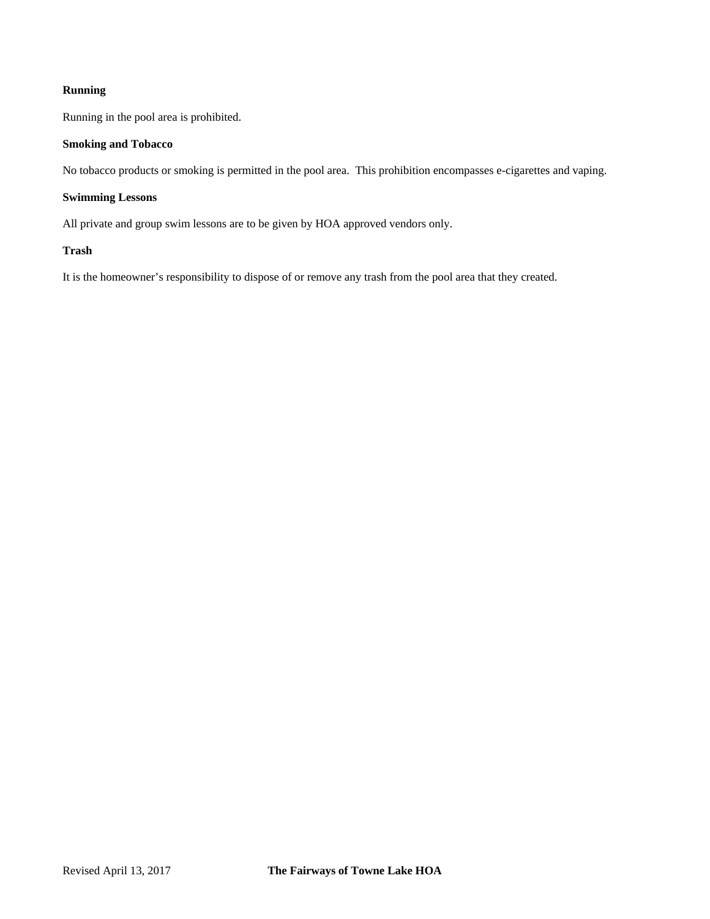**Running**

Running in the pool area is prohibited.

**Smoking and Tobacco**

No tobacco products or smoking is permitted in the pool area.  This prohibition encompasses e-cigarettes and vaping.

**Swimming Lessons**

All private and group swim lessons are to be given by HOA approved vendors only.

**Trash**

It is the homeowner's responsibility to dispose of or remove any trash from the pool area that they created.